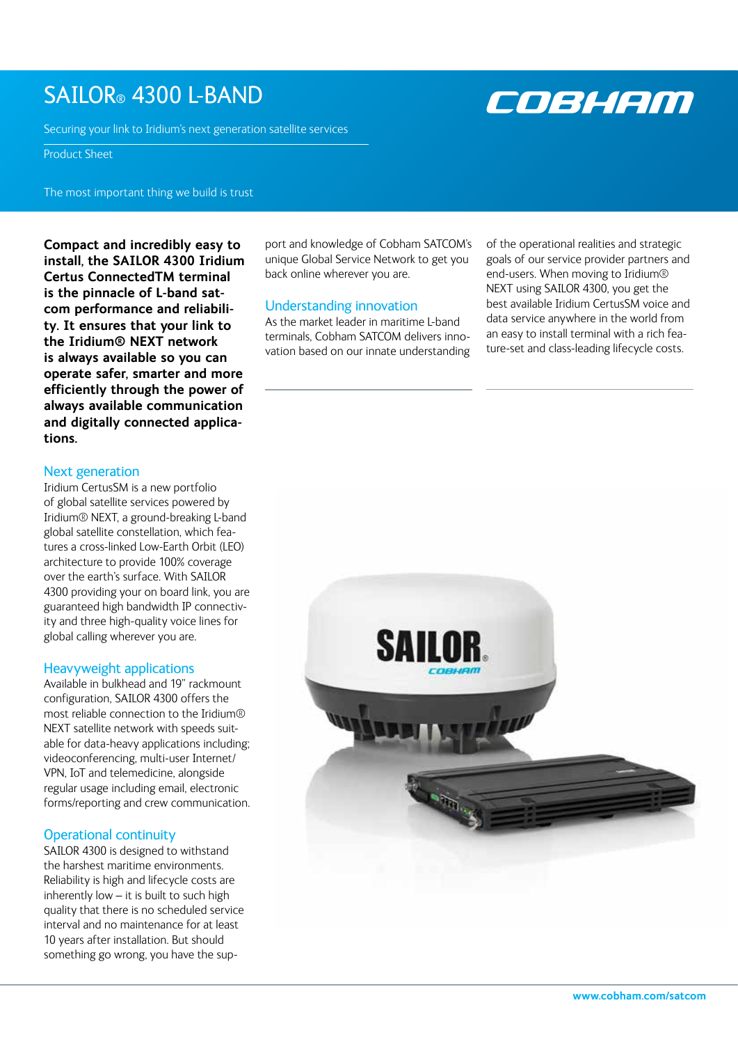# SAILOR® 4300 L-BAND

Securing your link to Iridium's next generation satellite services

Product Sheet

The most important thing we build is trust

**Compact and incredibly easy to install, the SAILOR 4300 Iridium Certus ConnectedTM terminal is the pinnacle of L-band satcom performance and reliability. It ensures that your link to the Iridium® NEXT network is always available so you can operate safer, smarter and more efficiently through the power of always available communication and digitally connected applications.**

## Next generation

Iridium CertusSM is a new portfolio of global satellite services powered by Iridium® NEXT, a ground-breaking L-band global satellite constellation, which features a cross-linked Low-Earth Orbit (LEO) architecture to provide 100% coverage over the earth's surface. With SAILOR 4300 providing your on board link, you are guaranteed high bandwidth IP connectivity and three high-quality voice lines for global calling wherever you are.

## Heavyweight applications

Available in bulkhead and 19" rackmount configuration, SAILOR 4300 offers the most reliable connection to the Iridium® NEXT satellite network with speeds suitable for data-heavy applications including; videoconferencing, multi-user Internet/VPN, IoT and telemedicine, alongside regular usage including email, electronic forms/reporting and crew communication.

## Operational continuity

SAILOR 4300 is designed to withstand the harshest maritime environments. Reliability is high and lifecycle costs are inherently low – it is built to such high quality that there is no scheduled service interval and no maintenance for at least 10 years after installation. But should something go wrong, you have the support and knowledge of Cobham SATCOM's unique Global Service Network to get you back online wherever you are.

## Understanding innovation

As the market leader in maritime L-band terminals, Cobham SATCOM delivers innovation based on our innate understanding of the operational realities and strategic goals of our service provider partners and end-users. When moving to Iridium® NEXT using SAILOR 4300, you get the best available Iridium CertusSM voice and data service anywhere in the world from an easy to install terminal with a rich feature-set and class-leading lifecycle costs.

www.cobham.com/satcom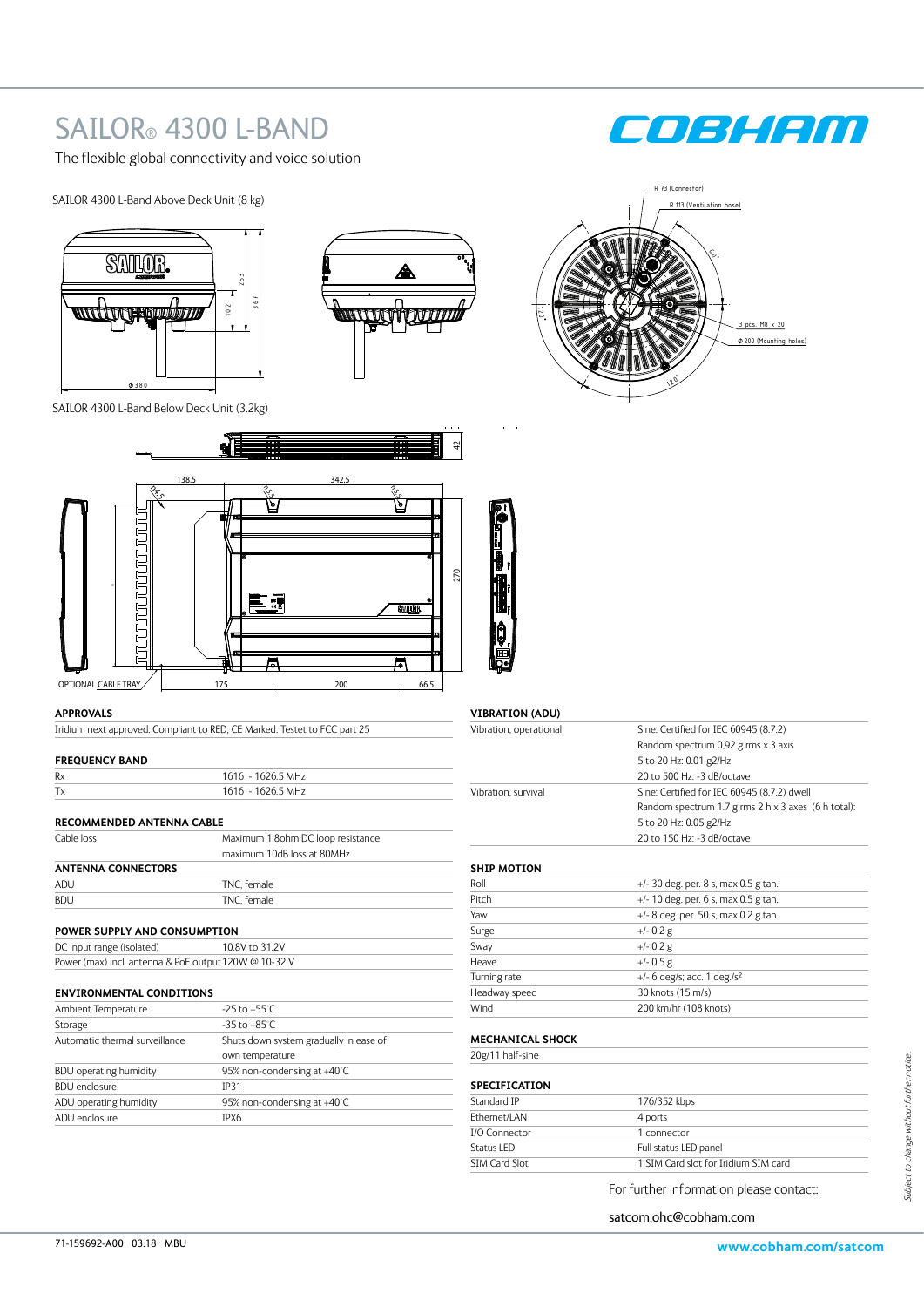# SAILOR® 4300 L-BAND

The flexible global connectivity and voice solution

SAILOR 4300 L-Band Above Deck Unit (8 kg)

253
367
102
⌀380

R 73 (Connector)
R 113 (Ventilation hose)
60°
120°
120°
3 pcs. M8 x 20
⌀200 (Mounting holes)

SAILOR 4300 L-Band Below Deck Unit (3.2kg)

42
138.5
342.5
270
OPTIONAL CABLE TRAY
175
200
66.5

### APPROVALS

Iridium next approved. Compliant to RED, CE Marked. Testet to FCC part 25

### FREQUENCY BAND

| | |
|---|---|
| Rx | 1616 - 1626.5 MHz |
| Tx | 1616 - 1626.5 MHz |

### RECOMMENDED ANTENNA CABLE

| | |
|---|---|
| Cable loss | Maximum 1.8ohm DC loop resistance maximum 10dB loss at 80MHz |

### ANTENNA CONNECTORS

| | |
|---|---|
| ADU | TNC, female |
| BDU | TNC, female |

### POWER SUPPLY AND CONSUMPTION

| | |
|---|---|
| DC input range (isolated) | 10.8V to 31.2V |
| Power (max) incl. antenna & PoE output | 120W @ 10-32 V |

### ENVIRONMENTAL CONDITIONS

| | |
|---|---|
| Ambient Temperature | -25 to +55°C |
| Storage | -35 to +85°C |
| Automatic thermal surveillance | Shuts down system gradually in ease of own temperature |
| BDU operating humidity | 95% non-condensing at +40°C |
| BDU enclosure | IP31 |
| ADU operating humidity | 95% non-condensing at +40°C |
| ADU enclosure | IPX6 |

### VIBRATION (ADU)

| | |
|---|---|
| Vibration, operational | Sine: Certified for IEC 60945 (8.7.2) Random spectrum 0,92 g rms x 3 axis 5 to 20 Hz: 0.01 g2/Hz 20 to 500 Hz: -3 dB/octave |
| Vibration, survival | Sine: Certified for IEC 60945 (8.7.2) dwell Random spectrum 1.7 g rms 2 h x 3 axes (6 h total): 5 to 20 Hz: 0.05 g2/Hz 20 to 150 Hz: -3 dB/octave |

### SHIP MOTION

| | |
|---|---|
| Roll | +/- 30 deg. per. 8 s, max 0.5 g tan. |
| Pitch | +/- 10 deg. per. 6 s, max 0.5 g tan. |
| Yaw | +/- 8 deg. per. 50 s, max 0.2 g tan. |
| Surge | +/- 0.2 g |
| Sway | +/- 0.2 g |
| Heave | +/- 0.5 g |
| Turning rate | +/- 6 deg/s; acc. 1 deg./s² |
| Headway speed | 30 knots (15 m/s) |
| Wind | 200 km/hr (108 knots) |

### MECHANICAL SHOCK

20g/11 half-sine

### SPECIFICATION

| | |
|---|---|
| Standard IP | 176/352 kbps |
| Ethernet/LAN | 4 ports |
| I/O Connector | 1 connector |
| Status LED | Full status LED panel |
| SIM Card Slot | 1 SIM Card slot for Iridium SIM card |

For further information please contact:

satcom.ohc@cobham.com

*Subject to change without further notice.*

71-159692-A00 03.18 MBU

www.cobham.com/satcom